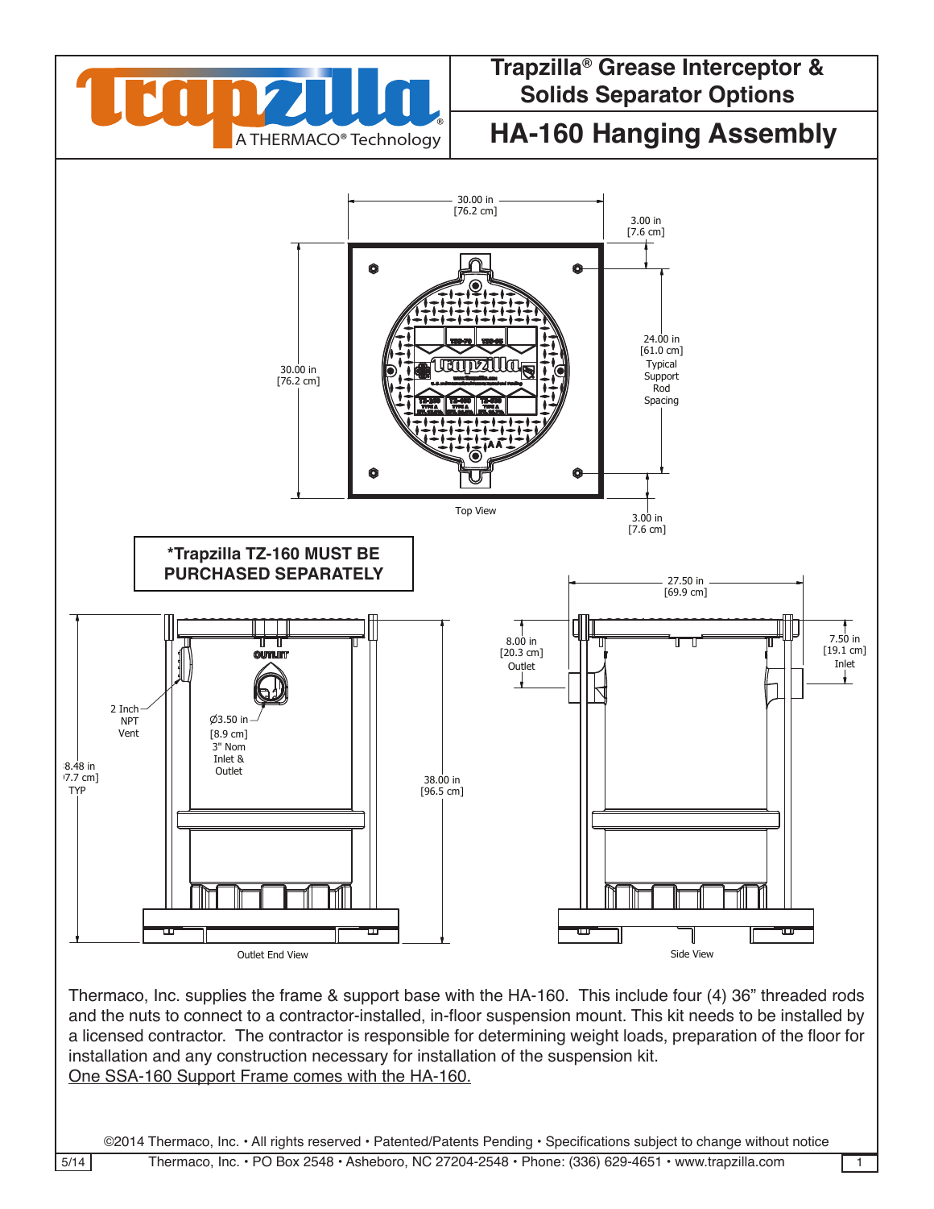# Trapzilla® Grease Interceptor & Solids Separator Options

## HA-160 Hanging Assembly

30.00 in [76.2 cm]

3.00 in [7.6 cm]

24.00 in [61.0 cm] Typical Support Rod Spacing

30.00 in [76.2 cm]

3.00 in [7.6 cm]

Top View

**\*Trapzilla TZ-160 MUST BE PURCHASED SEPARATELY**

2 Inch NPT Vent

Ø3.50 in [8.9 cm] 3" Nom Inlet & Outlet

38.48 in [97.7 cm] TYP

38.00 in [96.5 cm]

Outlet End View

27.50 in [69.9 cm]

8.00 in [20.3 cm] Outlet

7.50 in [19.1 cm] Inlet

Side View

Thermaco, Inc. supplies the frame & support base with the HA-160. This include four (4) 36" threaded rods and the nuts to connect to a contractor-installed, in-floor suspension mount. This kit needs to be installed by a licensed contractor. The contractor is responsible for determining weight loads, preparation of the floor for installation and any construction necessary for installation of the suspension kit.

<u>One SSA-160 Support Frame comes with the HA-160.</u>

©2014 Thermaco, Inc. • All rights reserved • Patented/Patents Pending • Specifications subject to change without notice

Thermaco, Inc. • PO Box 2548 • Asheboro, NC 27204-2548 • Phone: (336) 629-4651 • www.trapzilla.com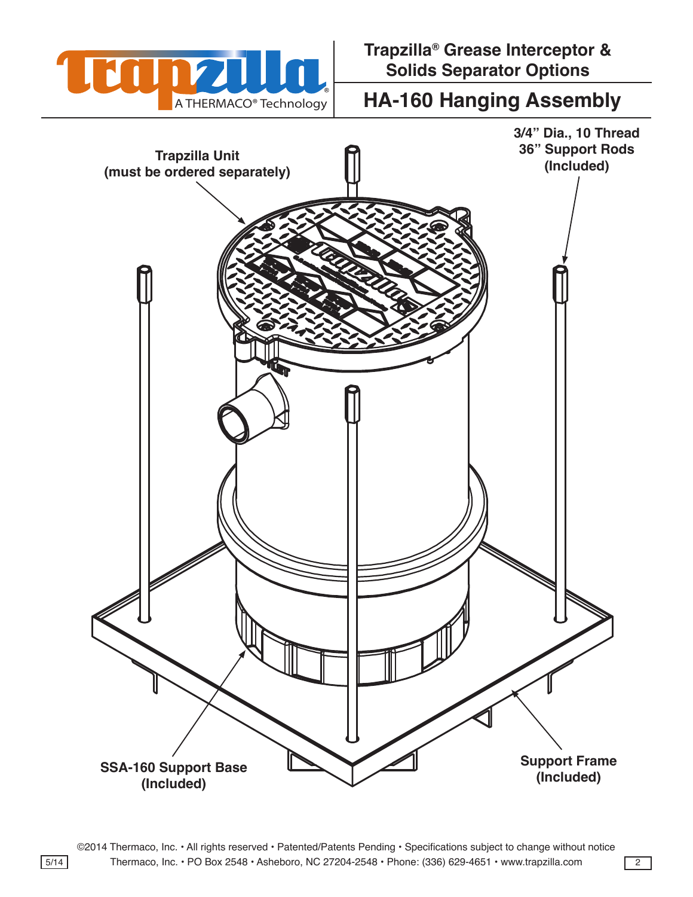# Trapzilla® Grease Interceptor & Solids Separator Options

## HA-160 Hanging Assembly

Trapzilla Unit
(must be ordered separately)

3/4" Dia., 10 Thread
36" Support Rods
(Included)

SSA-160 Support Base
(Included)

Support Frame
(Included)

©2014 Thermaco, Inc. • All rights reserved • Patented/Patents Pending • Specifications subject to change without notice
Thermaco, Inc. • PO Box 2548 • Asheboro, NC 27204-2548 • Phone: (336) 629-4651 • www.trapzilla.com

5/14